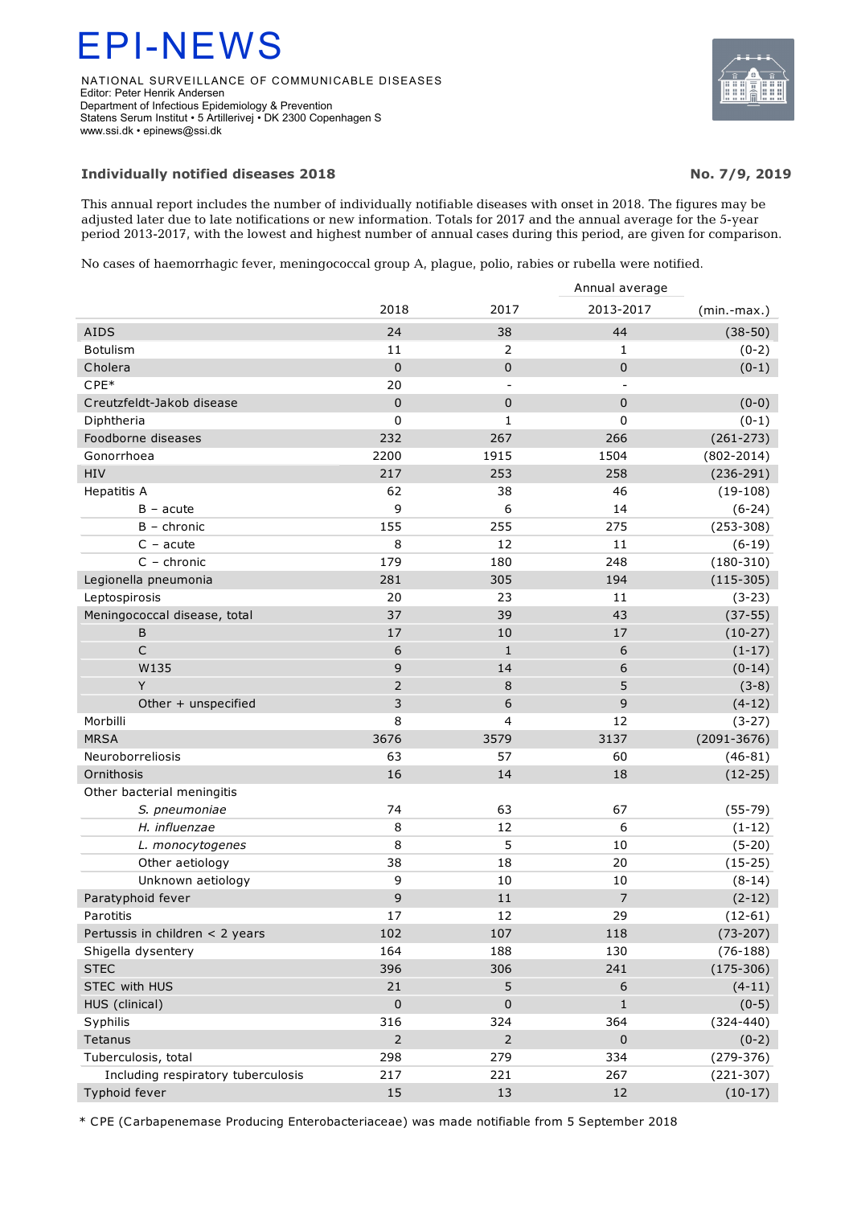# EPI-NEWS

NATIONAL SURVEILLANCE OF COMMUNICABLE DISEASES
Editor: Peter Henrik Andersen
Department of Infectious Epidemiology & Prevention
Statens Serum Institut • 5 Artillerivej • DK 2300 Copenhagen S
www.ssi.dk • epinews@ssi.dk

## Individually notified diseases 2018

**No. 7/9, 2019**

This annual report includes the number of individually notifiable diseases with onset in 2018. The figures may be adjusted later due to late notifications or new information. Totals for 2017 and the annual average for the 5-year period 2013-2017, with the lowest and highest number of annual cases during this period, are given for comparison.

No cases of haemorrhagic fever, meningococcal group A, plague, polio, rabies or rubella were notified.

| | 2018 | 2017 | Annual average 2013-2017 | (min.-max.) |
|---|---|---|---|---|
| AIDS | 24 | 38 | 44 | (38-50) |
| Botulism | 11 | 2 | 1 | (0-2) |
| Cholera | 0 | 0 | 0 | (0-1) |
| CPE* | 20 | - | - | |
| Creutzfeldt-Jakob disease | 0 | 0 | 0 | (0-0) |
| Diphtheria | 0 | 1 | 0 | (0-1) |
| Foodborne diseases | 232 | 267 | 266 | (261-273) |
| Gonorrhoea | 2200 | 1915 | 1504 | (802-2014) |
| HIV | 217 | 253 | 258 | (236-291) |
| Hepatitis A | 62 | 38 | 46 | (19-108) |
| B – acute | 9 | 6 | 14 | (6-24) |
| B – chronic | 155 | 255 | 275 | (253-308) |
| C – acute | 8 | 12 | 11 | (6-19) |
| C – chronic | 179 | 180 | 248 | (180-310) |
| Legionella pneumonia | 281 | 305 | 194 | (115-305) |
| Leptospirosis | 20 | 23 | 11 | (3-23) |
| Meningococcal disease, total | 37 | 39 | 43 | (37-55) |
| B | 17 | 10 | 17 | (10-27) |
| C | 6 | 1 | 6 | (1-17) |
| W135 | 9 | 14 | 6 | (0-14) |
| Y | 2 | 8 | 5 | (3-8) |
| Other + unspecified | 3 | 6 | 9 | (4-12) |
| Morbilli | 8 | 4 | 12 | (3-27) |
| MRSA | 3676 | 3579 | 3137 | (2091-3676) |
| Neuroborreliosis | 63 | 57 | 60 | (46-81) |
| Ornithosis | 16 | 14 | 18 | (12-25) |
| Other bacterial meningitis | | | | |
| *S. pneumoniae* | 74 | 63 | 67 | (55-79) |
| *H. influenzae* | 8 | 12 | 6 | (1-12) |
| *L. monocytogenes* | 8 | 5 | 10 | (5-20) |
| Other aetiology | 38 | 18 | 20 | (15-25) |
| Unknown aetiology | 9 | 10 | 10 | (8-14) |
| Paratyphoid fever | 9 | 11 | 7 | (2-12) |
| Parotitis | 17 | 12 | 29 | (12-61) |
| Pertussis in children < 2 years | 102 | 107 | 118 | (73-207) |
| Shigella dysentery | 164 | 188 | 130 | (76-188) |
| STEC | 396 | 306 | 241 | (175-306) |
| STEC with HUS | 21 | 5 | 6 | (4-11) |
| HUS (clinical) | 0 | 0 | 1 | (0-5) |
| Syphilis | 316 | 324 | 364 | (324-440) |
| Tetanus | 2 | 2 | 0 | (0-2) |
| Tuberculosis, total | 298 | 279 | 334 | (279-376) |
| Including respiratory tuberculosis | 217 | 221 | 267 | (221-307) |
| Typhoid fever | 15 | 13 | 12 | (10-17) |

\* CPE (Carbapenemase Producing Enterobacteriaceae) was made notifiable from 5 September 2018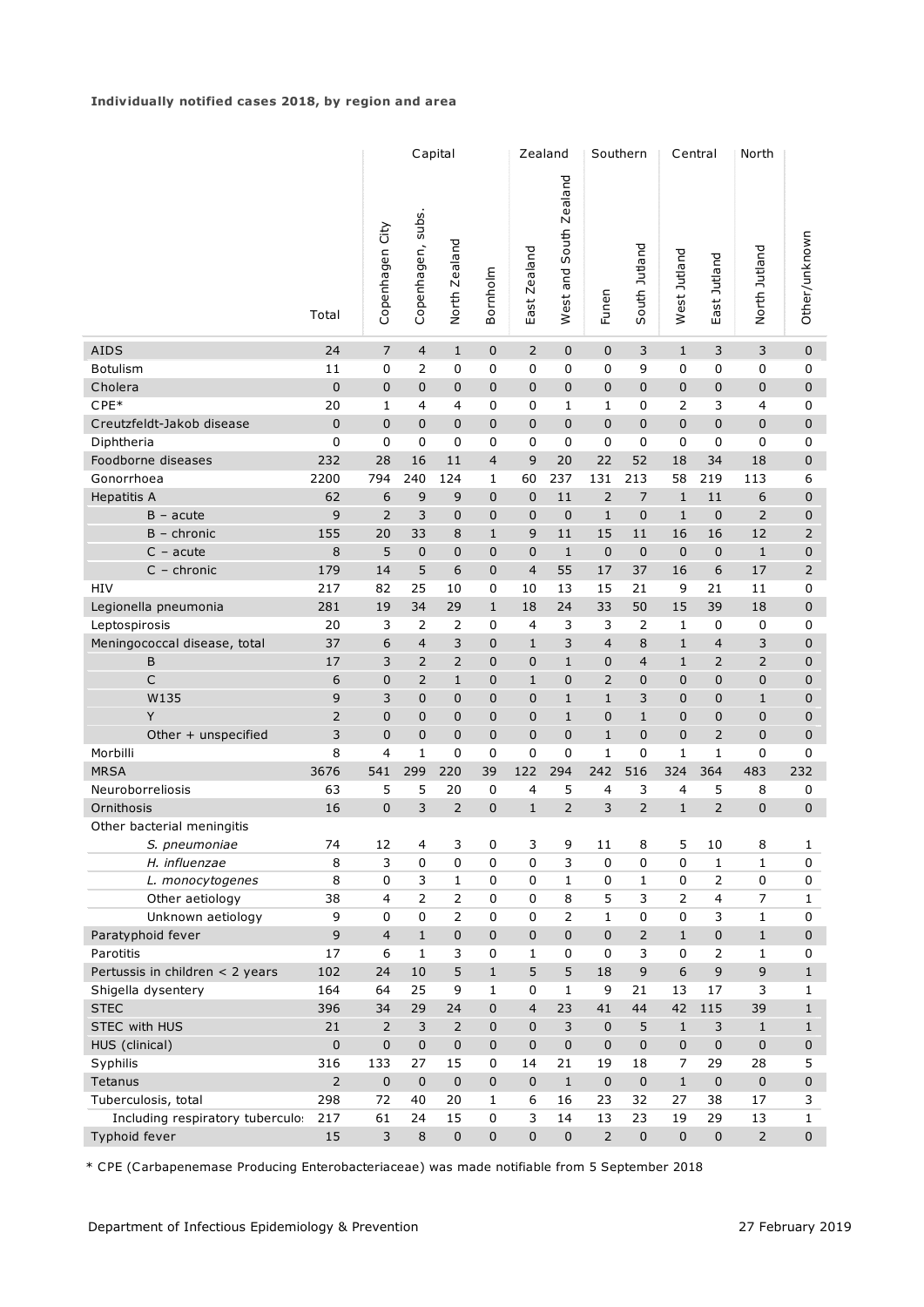**Individually notified cases 2018, by region and area**

| | | Capital | | | | Zealand | | Southern | | Central | | North | |
|---|---|---|---|---|---|---|---|---|---|---|---|---|---|
| | Total | Copenhagen City | Copenhagen, subs. | North Zealand | Bornholm | East Zealand | West and South Zealand | Funen | South Jutland | West Jutland | East Jutland | North Jutland | Other/unknown |
| AIDS | 24 | 7 | 4 | 1 | 0 | 2 | 0 | 0 | 3 | 1 | 3 | 3 | 0 |
| Botulism | 11 | 0 | 2 | 0 | 0 | 0 | 0 | 0 | 9 | 0 | 0 | 0 | 0 |
| Cholera | 0 | 0 | 0 | 0 | 0 | 0 | 0 | 0 | 0 | 0 | 0 | 0 | 0 |
| CPE* | 20 | 1 | 4 | 4 | 0 | 0 | 1 | 1 | 0 | 2 | 3 | 4 | 0 |
| Creutzfeldt-Jakob disease | 0 | 0 | 0 | 0 | 0 | 0 | 0 | 0 | 0 | 0 | 0 | 0 | 0 |
| Diphtheria | 0 | 0 | 0 | 0 | 0 | 0 | 0 | 0 | 0 | 0 | 0 | 0 | 0 |
| Foodborne diseases | 232 | 28 | 16 | 11 | 4 | 9 | 20 | 22 | 52 | 18 | 34 | 18 | 0 |
| Gonorrhoea | 2200 | 794 | 240 | 124 | 1 | 60 | 237 | 131 | 213 | 58 | 219 | 113 | 6 |
| Hepatitis A | 62 | 6 | 9 | 9 | 0 | 0 | 11 | 2 | 7 | 1 | 11 | 6 | 0 |
| B – acute | 9 | 2 | 3 | 0 | 0 | 0 | 0 | 1 | 0 | 1 | 0 | 2 | 0 |
| B – chronic | 155 | 20 | 33 | 8 | 1 | 9 | 11 | 15 | 11 | 16 | 16 | 12 | 2 |
| C – acute | 8 | 5 | 0 | 0 | 0 | 0 | 1 | 0 | 0 | 0 | 0 | 1 | 0 |
| C – chronic | 179 | 14 | 5 | 6 | 0 | 4 | 55 | 17 | 37 | 16 | 6 | 17 | 2 |
| HIV | 217 | 82 | 25 | 10 | 0 | 10 | 13 | 15 | 21 | 9 | 21 | 11 | 0 |
| Legionella pneumonia | 281 | 19 | 34 | 29 | 1 | 18 | 24 | 33 | 50 | 15 | 39 | 18 | 0 |
| Leptospirosis | 20 | 3 | 2 | 2 | 0 | 4 | 3 | 3 | 2 | 1 | 0 | 0 | 0 |
| Meningococcal disease, total | 37 | 6 | 4 | 3 | 0 | 1 | 3 | 4 | 8 | 1 | 4 | 3 | 0 |
| B | 17 | 3 | 2 | 2 | 0 | 0 | 1 | 0 | 4 | 1 | 2 | 2 | 0 |
| C | 6 | 0 | 2 | 1 | 0 | 1 | 0 | 2 | 0 | 0 | 0 | 0 | 0 |
| W135 | 9 | 3 | 0 | 0 | 0 | 0 | 1 | 1 | 3 | 0 | 0 | 1 | 0 |
| Y | 2 | 0 | 0 | 0 | 0 | 0 | 1 | 0 | 1 | 0 | 0 | 0 | 0 |
| Other + unspecified | 3 | 0 | 0 | 0 | 0 | 0 | 0 | 1 | 0 | 0 | 2 | 0 | 0 |
| Morbilli | 8 | 4 | 1 | 0 | 0 | 0 | 0 | 1 | 0 | 1 | 1 | 0 | 0 |
| MRSA | 3676 | 541 | 299 | 220 | 39 | 122 | 294 | 242 | 516 | 324 | 364 | 483 | 232 |
| Neuroborreliosis | 63 | 5 | 5 | 20 | 0 | 4 | 5 | 4 | 3 | 4 | 5 | 8 | 0 |
| Ornithosis | 16 | 0 | 3 | 2 | 0 | 1 | 2 | 3 | 2 | 1 | 2 | 0 | 0 |
| Other bacterial meningitis | | | | | | | | | | | | | |
| *S. pneumoniae* | 74 | 12 | 4 | 3 | 0 | 3 | 9 | 11 | 8 | 5 | 10 | 8 | 1 |
| *H. influenzae* | 8 | 3 | 0 | 0 | 0 | 0 | 3 | 0 | 0 | 0 | 1 | 1 | 0 |
| *L. monocytogenes* | 8 | 0 | 3 | 1 | 0 | 0 | 1 | 0 | 1 | 0 | 2 | 0 | 0 |
| Other aetiology | 38 | 4 | 2 | 2 | 0 | 0 | 8 | 5 | 3 | 2 | 4 | 7 | 1 |
| Unknown aetiology | 9 | 0 | 0 | 2 | 0 | 0 | 2 | 1 | 0 | 0 | 3 | 1 | 0 |
| Paratyphoid fever | 9 | 4 | 1 | 0 | 0 | 0 | 0 | 0 | 2 | 1 | 0 | 1 | 0 |
| Parotitis | 17 | 6 | 1 | 3 | 0 | 1 | 0 | 0 | 3 | 0 | 2 | 1 | 0 |
| Pertussis in children < 2 years | 102 | 24 | 10 | 5 | 1 | 5 | 5 | 18 | 9 | 6 | 9 | 9 | 1 |
| Shigella dysentery | 164 | 64 | 25 | 9 | 1 | 0 | 1 | 9 | 21 | 13 | 17 | 3 | 1 |
| STEC | 396 | 34 | 29 | 24 | 0 | 4 | 23 | 41 | 44 | 42 | 115 | 39 | 1 |
| STEC with HUS | 21 | 2 | 3 | 2 | 0 | 0 | 3 | 0 | 5 | 1 | 3 | 1 | 1 |
| HUS (clinical) | 0 | 0 | 0 | 0 | 0 | 0 | 0 | 0 | 0 | 0 | 0 | 0 | 0 |
| Syphilis | 316 | 133 | 27 | 15 | 0 | 14 | 21 | 19 | 18 | 7 | 29 | 28 | 5 |
| Tetanus | 2 | 0 | 0 | 0 | 0 | 0 | 1 | 0 | 0 | 1 | 0 | 0 | 0 |
| Tuberculosis, total | 298 | 72 | 40 | 20 | 1 | 6 | 16 | 23 | 32 | 27 | 38 | 17 | 3 |
| Including respiratory tuberculo: | 217 | 61 | 24 | 15 | 0 | 3 | 14 | 13 | 23 | 19 | 29 | 13 | 1 |
| Typhoid fever | 15 | 3 | 8 | 0 | 0 | 0 | 0 | 2 | 0 | 0 | 0 | 2 | 0 |

* CPE (Carbapenemase Producing Enterobacteriaceae) was made notifiable from 5 September 2018

Department of Infectious Epidemiology & Prevention 27 February 2019